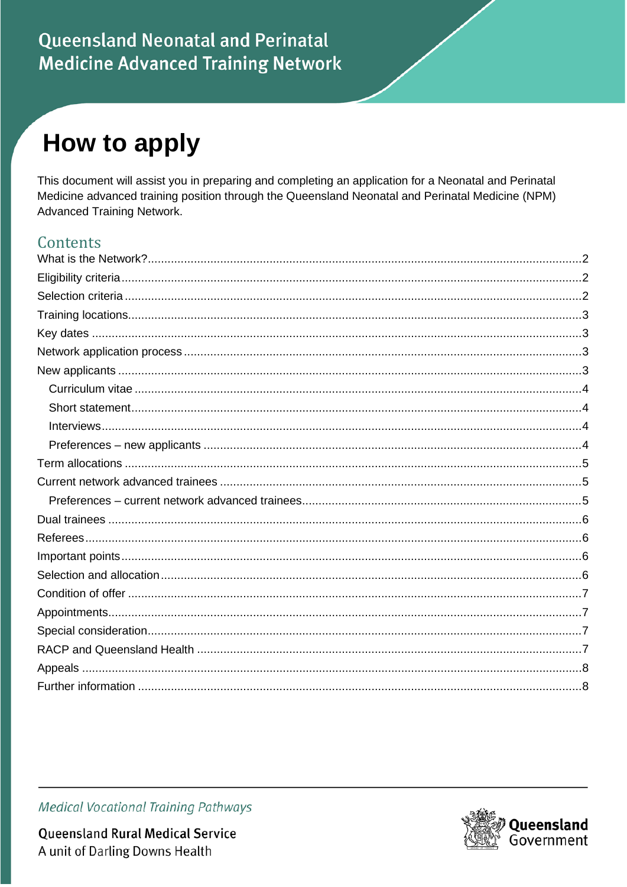Queensland Neonatal and Perinatal Medicine Advanced Training Network

# How to apply

This document will assist you in preparing and completing an application for a Neonatal and Perinatal Medicine advanced training position through the Queensland Neonatal and Perinatal Medicine (NPM) Advanced Training Network.

## Contents

- What is the Network? ... 2
- Eligibility criteria ... 2
- Selection criteria ... 2
- Training locations ... 3
- Key dates ... 3
- Network application process ... 3
- New applicants ... 3
  - Curriculum vitae ... 4
  - Short statement ... 4
  - Interviews ... 4
  - Preferences – new applicants ... 4
- Term allocations ... 5
- Current network advanced trainees ... 5
  - Preferences – current network advanced trainees ... 5
- Dual trainees ... 6
- Referees ... 6
- Important points ... 6
- Selection and allocation ... 6
- Condition of offer ... 7
- Appointments ... 7
- Special consideration ... 7
- RACP and Queensland Health ... 7
- Appeals ... 8
- Further information ... 8

*Medical Vocational Training Pathways*

Queensland Rural Medical Service
A unit of Darling Downs Health

Queensland Government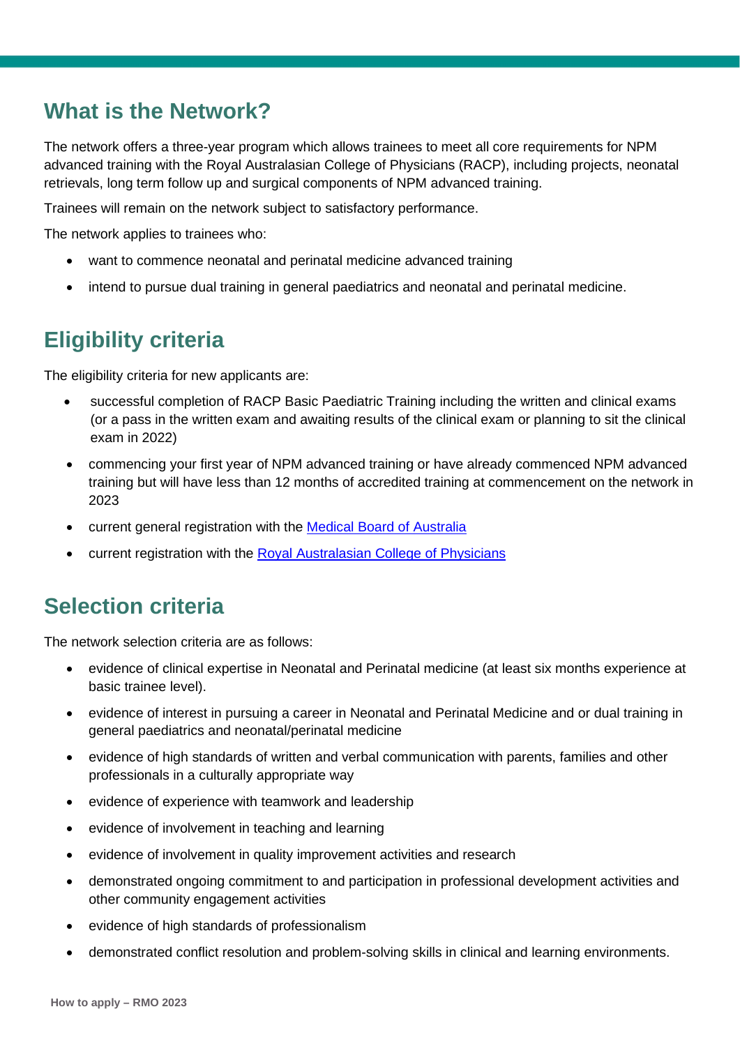## What is the Network?

The network offers a three-year program which allows trainees to meet all core requirements for NPM advanced training with the Royal Australasian College of Physicians (RACP), including projects, neonatal retrievals, long term follow up and surgical components of NPM advanced training.

Trainees will remain on the network subject to satisfactory performance.

The network applies to trainees who:

- want to commence neonatal and perinatal medicine advanced training
- intend to pursue dual training in general paediatrics and neonatal and perinatal medicine.

## Eligibility criteria

The eligibility criteria for new applicants are:

- successful completion of RACP Basic Paediatric Training including the written and clinical exams (or a pass in the written exam and awaiting results of the clinical exam or planning to sit the clinical exam in 2022)
- commencing your first year of NPM advanced training or have already commenced NPM advanced training but will have less than 12 months of accredited training at commencement on the network in 2023
- current general registration with the [Medical Board of Australia]
- current registration with the [Royal Australasian College of Physicians]

## Selection criteria

The network selection criteria are as follows:

- evidence of clinical expertise in Neonatal and Perinatal medicine (at least six months experience at basic trainee level).
- evidence of interest in pursuing a career in Neonatal and Perinatal Medicine and or dual training in general paediatrics and neonatal/perinatal medicine
- evidence of high standards of written and verbal communication with parents, families and other professionals in a culturally appropriate way
- evidence of experience with teamwork and leadership
- evidence of involvement in teaching and learning
- evidence of involvement in quality improvement activities and research
- demonstrated ongoing commitment to and participation in professional development activities and other community engagement activities
- evidence of high standards of professionalism
- demonstrated conflict resolution and problem-solving skills in clinical and learning environments.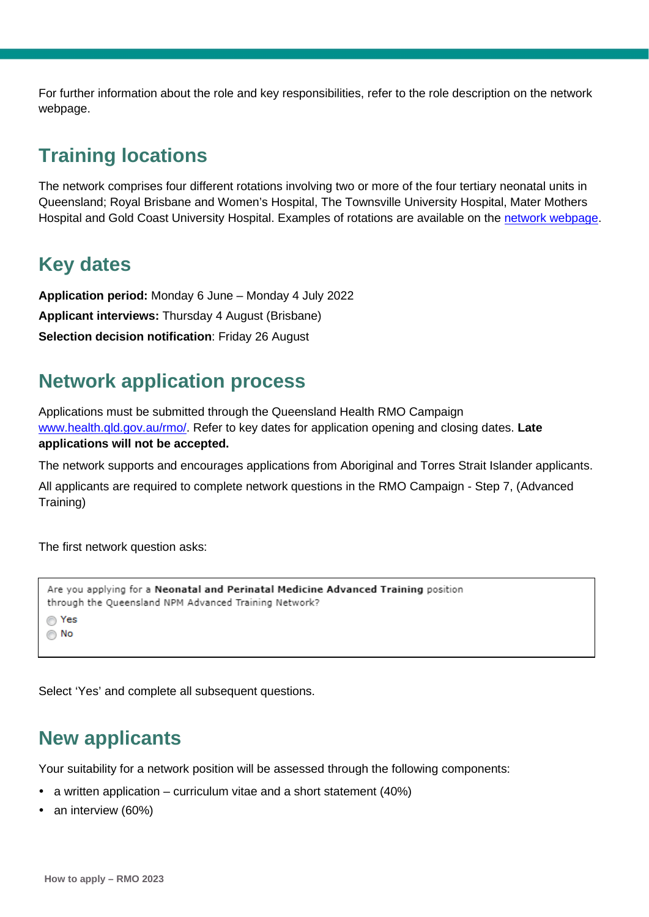For further information about the role and key responsibilities, refer to the role description on the network webpage.

## Training locations

The network comprises four different rotations involving two or more of the four tertiary neonatal units in Queensland; Royal Brisbane and Women's Hospital, The Townsville University Hospital, Mater Mothers Hospital and Gold Coast University Hospital. Examples of rotations are available on the [network webpage](network webpage).

## Key dates

**Application period:** Monday 6 June – Monday 4 July 2022

**Applicant interviews:** Thursday 4 August (Brisbane)

**Selection decision notification**: Friday 26 August

## Network application process

Applications must be submitted through the Queensland Health RMO Campaign [www.health.qld.gov.au/rmo/](www.health.qld.gov.au/rmo/). Refer to key dates for application opening and closing dates. **Late applications will not be accepted.**

The network supports and encourages applications from Aboriginal and Torres Strait Islander applicants.

All applicants are required to complete network questions in the RMO Campaign - Step 7, (Advanced Training)

The first network question asks:

> Are you applying for a **Neonatal and Perinatal Medicine Advanced Training** position through the Queensland NPM Advanced Training Network?
>
> Yes
>
> No

Select 'Yes' and complete all subsequent questions.

## New applicants

Your suitability for a network position will be assessed through the following components:

- a written application – curriculum vitae and a short statement (40%)
- an interview (60%)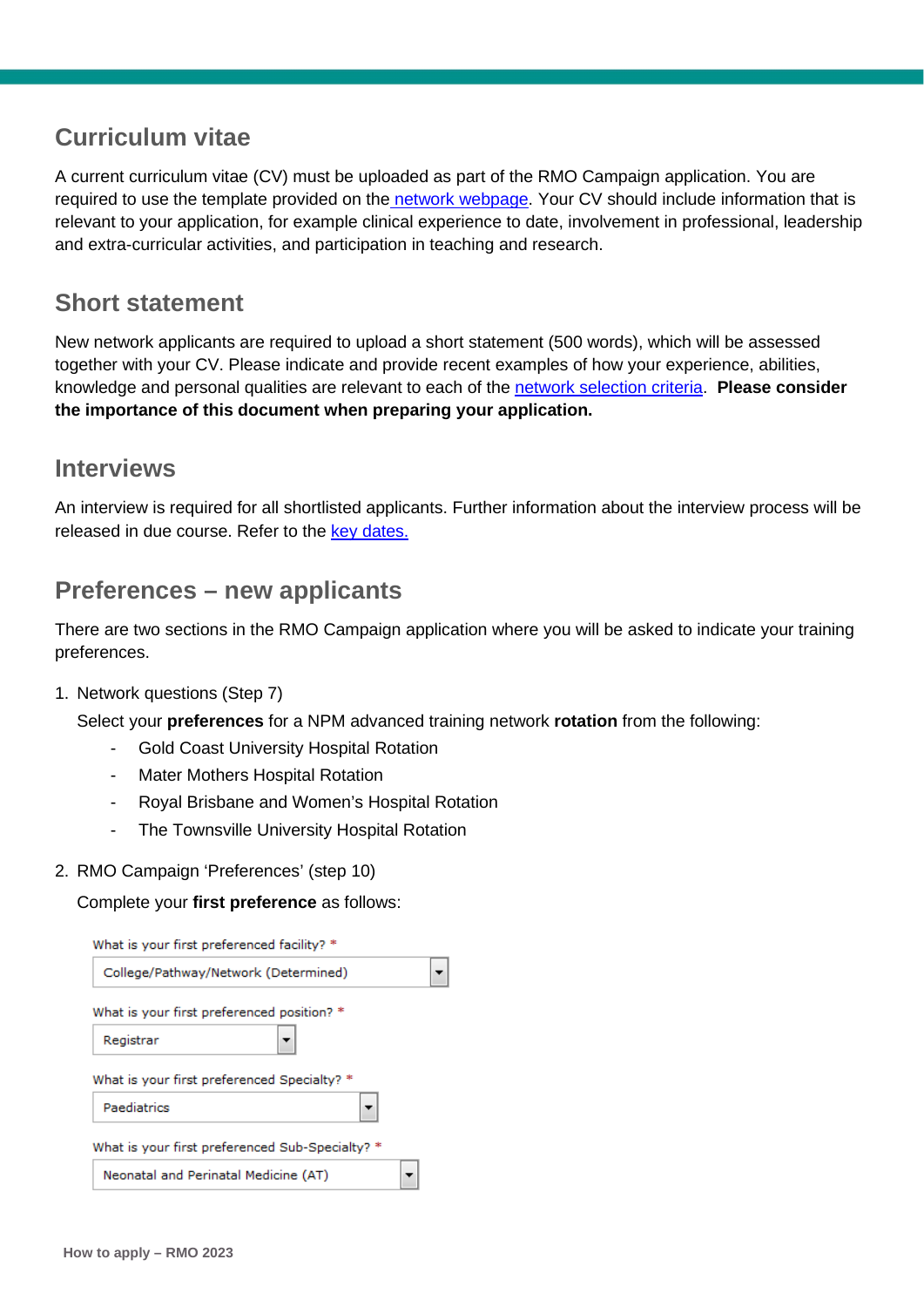## Curriculum vitae

A current curriculum vitae (CV) must be uploaded as part of the RMO Campaign application. You are required to use the template provided on the network webpage. Your CV should include information that is relevant to your application, for example clinical experience to date, involvement in professional, leadership and extra-curricular activities, and participation in teaching and research.

## Short statement

New network applicants are required to upload a short statement (500 words), which will be assessed together with your CV. Please indicate and provide recent examples of how your experience, abilities, knowledge and personal qualities are relevant to each of the network selection criteria. **Please consider the importance of this document when preparing your application.**

## Interviews

An interview is required for all shortlisted applicants. Further information about the interview process will be released in due course. Refer to the key dates.

## Preferences – new applicants

There are two sections in the RMO Campaign application where you will be asked to indicate your training preferences.

1. Network questions (Step 7)

   Select your **preferences** for a NPM advanced training network **rotation** from the following:

   - Gold Coast University Hospital Rotation
   - Mater Mothers Hospital Rotation
   - Royal Brisbane and Women's Hospital Rotation
   - The Townsville University Hospital Rotation

2. RMO Campaign 'Preferences' (step 10)

   Complete your **first preference** as follows:

   What is your first preferenced facility? *
   College/Pathway/Network (Determined)

   What is your first preferenced position? *
   Registrar

   What is your first preferenced Specialty? *
   Paediatrics

   What is your first preferenced Sub-Specialty? *
   Neonatal and Perinatal Medicine (AT)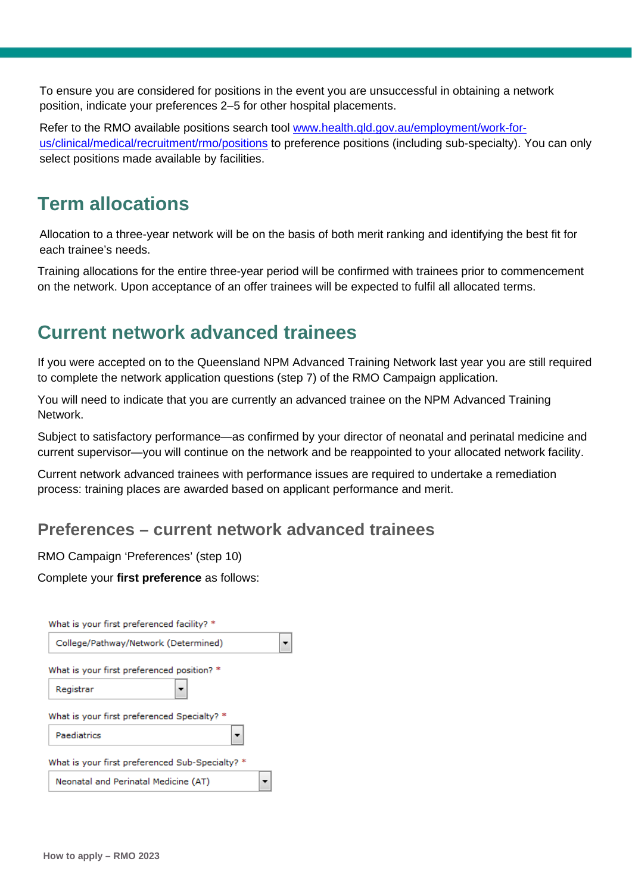To ensure you are considered for positions in the event you are unsuccessful in obtaining a network position, indicate your preferences 2–5 for other hospital placements.

Refer to the RMO available positions search tool [www.health.qld.gov.au/employment/work-for-us/clinical/medical/recruitment/rmo/positions](http://www.health.qld.gov.au/employment/work-for-us/clinical/medical/recruitment/rmo/positions) to preference positions (including sub-specialty). You can only select positions made available by facilities.

## Term allocations

Allocation to a three-year network will be on the basis of both merit ranking and identifying the best fit for each trainee's needs.

Training allocations for the entire three-year period will be confirmed with trainees prior to commencement on the network. Upon acceptance of an offer trainees will be expected to fulfil all allocated terms.

## Current network advanced trainees

If you were accepted on to the Queensland NPM Advanced Training Network last year you are still required to complete the network application questions (step 7) of the RMO Campaign application.

You will need to indicate that you are currently an advanced trainee on the NPM Advanced Training Network.

Subject to satisfactory performance—as confirmed by your director of neonatal and perinatal medicine and current supervisor—you will continue on the network and be reappointed to your allocated network facility.

Current network advanced trainees with performance issues are required to undertake a remediation process: training places are awarded based on applicant performance and merit.

### Preferences – current network advanced trainees

RMO Campaign 'Preferences' (step 10)

Complete your **first preference** as follows:

What is your first preferenced facility? *
College/Pathway/Network (Determined)

What is your first preferenced position? *
Registrar

What is your first preferenced Specialty? *
Paediatrics

What is your first preferenced Sub-Specialty? *
Neonatal and Perinatal Medicine (AT)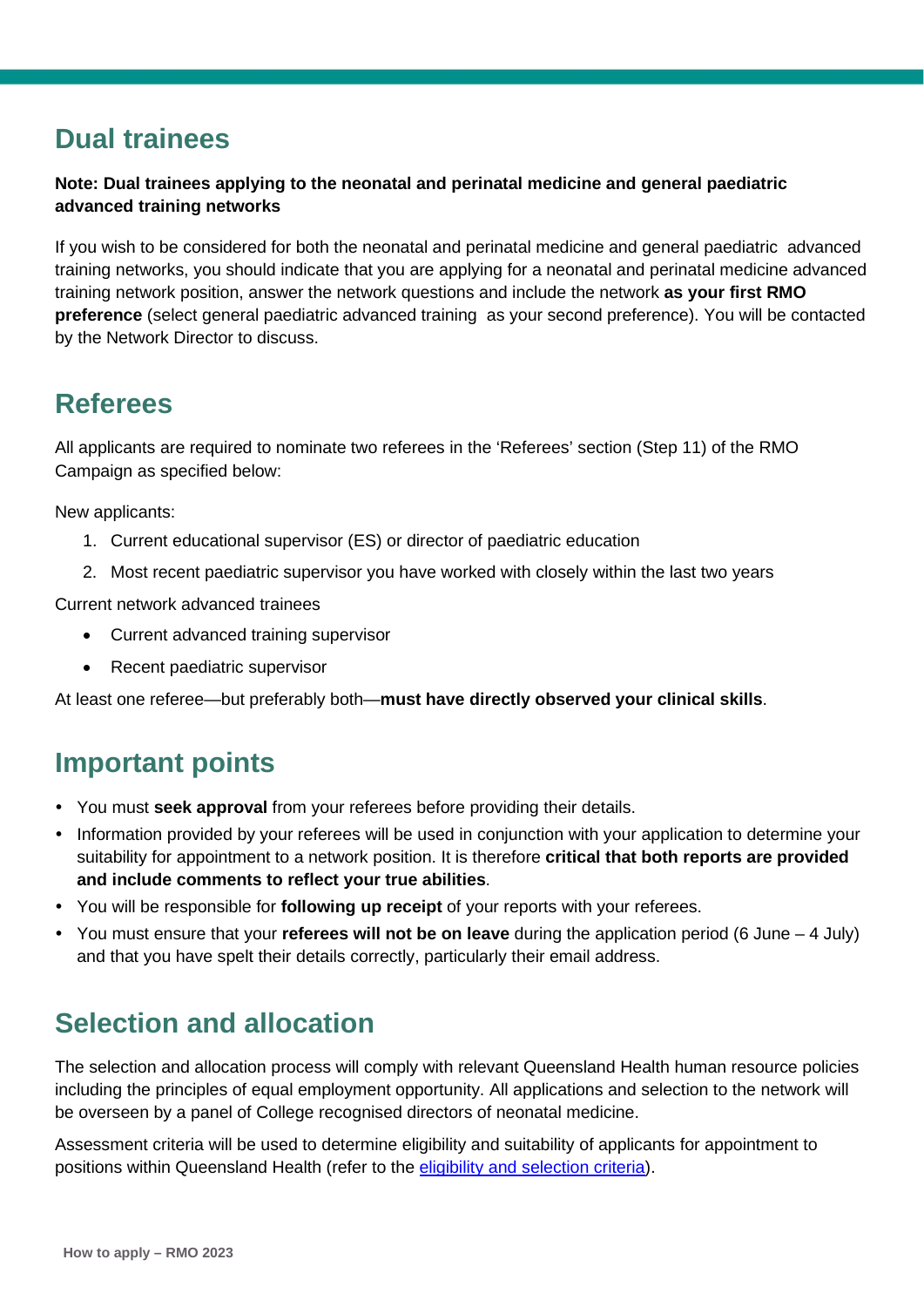## Dual trainees

**Note: Dual trainees applying to the neonatal and perinatal medicine and general paediatric advanced training networks**

If you wish to be considered for both the neonatal and perinatal medicine and general paediatric advanced training networks, you should indicate that you are applying for a neonatal and perinatal medicine advanced training network position, answer the network questions and include the network **as your first RMO preference** (select general paediatric advanced training as your second preference). You will be contacted by the Network Director to discuss.

## Referees

All applicants are required to nominate two referees in the 'Referees' section (Step 11) of the RMO Campaign as specified below:

New applicants:

1. Current educational supervisor (ES) or director of paediatric education
2. Most recent paediatric supervisor you have worked with closely within the last two years

Current network advanced trainees

- Current advanced training supervisor
- Recent paediatric supervisor

At least one referee—but preferably both—**must have directly observed your clinical skills**.

## Important points

- You must **seek approval** from your referees before providing their details.
- Information provided by your referees will be used in conjunction with your application to determine your suitability for appointment to a network position. It is therefore **critical that both reports are provided and include comments to reflect your true abilities**.
- You will be responsible for **following up receipt** of your reports with your referees.
- You must ensure that your **referees will not be on leave** during the application period (6 June – 4 July) and that you have spelt their details correctly, particularly their email address.

## Selection and allocation

The selection and allocation process will comply with relevant Queensland Health human resource policies including the principles of equal employment opportunity. All applications and selection to the network will be overseen by a panel of College recognised directors of neonatal medicine.

Assessment criteria will be used to determine eligibility and suitability of applicants for appointment to positions within Queensland Health (refer to the eligibility and selection criteria).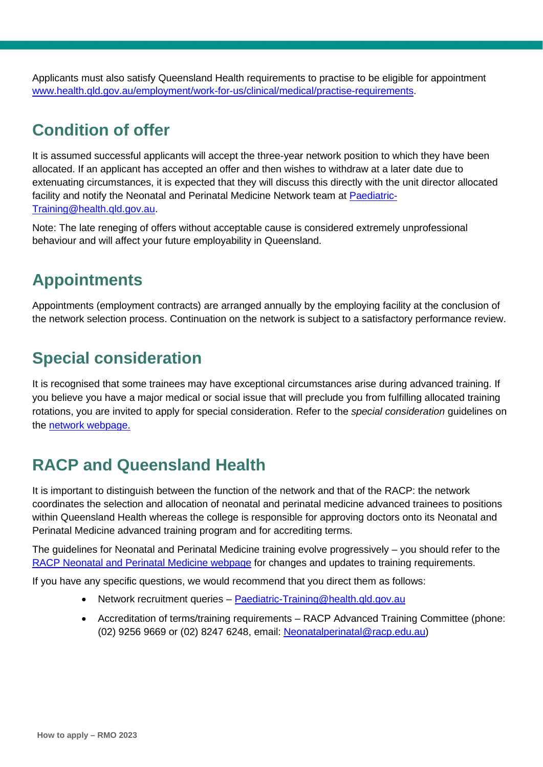Applicants must also satisfy Queensland Health requirements to practise to be eligible for appointment [www.health.qld.gov.au/employment/work-for-us/clinical/medical/practise-requirements](www.health.qld.gov.au/employment/work-for-us/clinical/medical/practise-requirements).

## Condition of offer

It is assumed successful applicants will accept the three-year network position to which they have been allocated. If an applicant has accepted an offer and then wishes to withdraw at a later date due to extenuating circumstances, it is expected that they will discuss this directly with the unit director allocated facility and notify the Neonatal and Perinatal Medicine Network team at [Paediatric-Training@health.qld.gov.au](mailto:Paediatric-Training@health.qld.gov.au).

Note: The late reneging of offers without acceptable cause is considered extremely unprofessional behaviour and will affect your future employability in Queensland.

## Appointments

Appointments (employment contracts) are arranged annually by the employing facility at the conclusion of the network selection process. Continuation on the network is subject to a satisfactory performance review.

## Special consideration

It is recognised that some trainees may have exceptional circumstances arise during advanced training. If you believe you have a major medical or social issue that will preclude you from fulfilling allocated training rotations, you are invited to apply for special consideration. Refer to the *special consideration* guidelines on the network webpage.

## RACP and Queensland Health

It is important to distinguish between the function of the network and that of the RACP: the network coordinates the selection and allocation of neonatal and perinatal medicine advanced trainees to positions within Queensland Health whereas the college is responsible for approving doctors onto its Neonatal and Perinatal Medicine advanced training program and for accrediting terms.

The guidelines for Neonatal and Perinatal Medicine training evolve progressively – you should refer to the RACP Neonatal and Perinatal Medicine webpage for changes and updates to training requirements.

If you have any specific questions, we would recommend that you direct them as follows:

- Network recruitment queries – [Paediatric-Training@health.qld.gov.au](mailto:Paediatric-Training@health.qld.gov.au)
- Accreditation of terms/training requirements – RACP Advanced Training Committee (phone: (02) 9256 9669 or (02) 8247 6248, email: [Neonatalperinatal@racp.edu.au](mailto:Neonatalperinatal@racp.edu.au))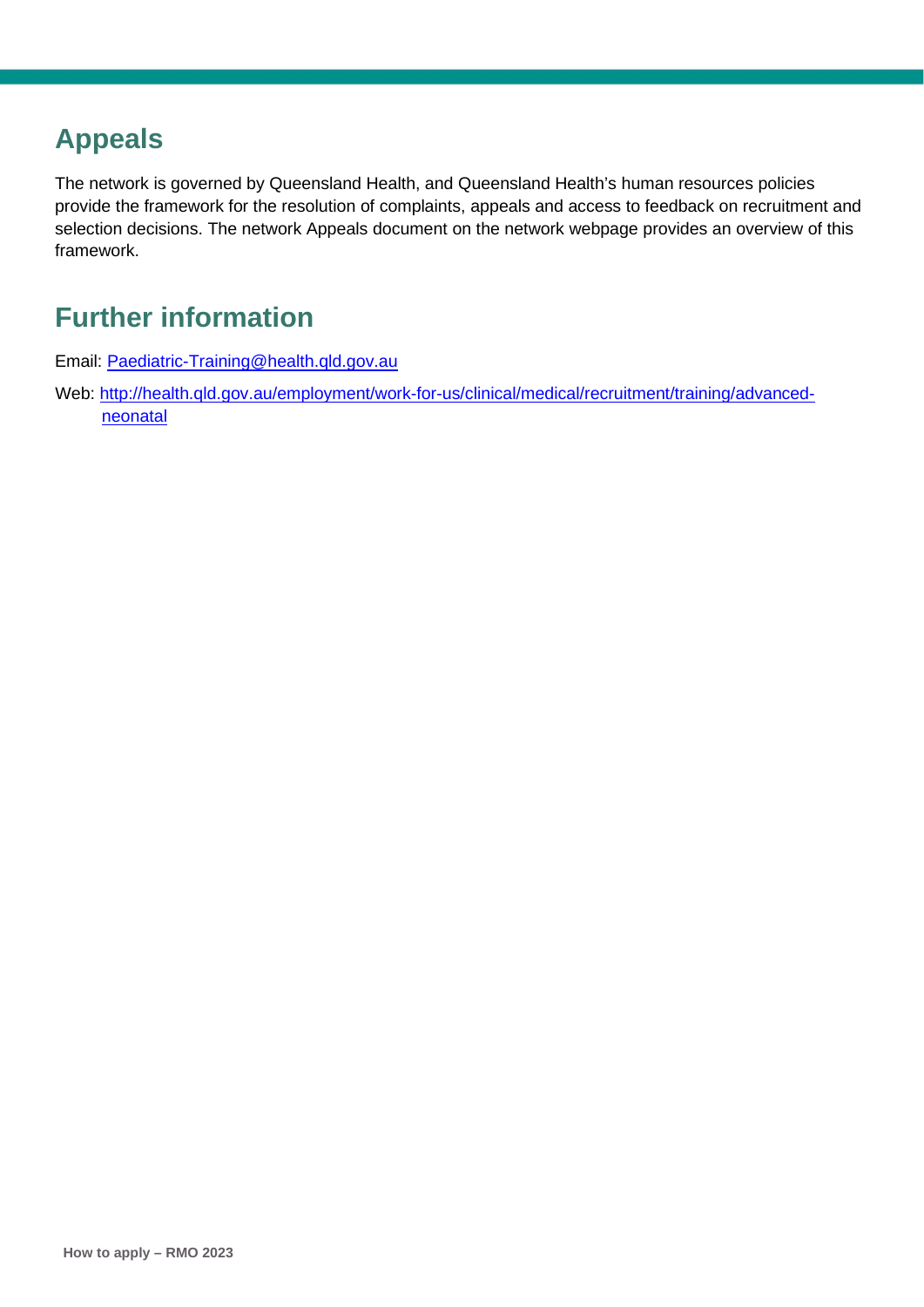## Appeals

The network is governed by Queensland Health, and Queensland Health's human resources policies provide the framework for the resolution of complaints, appeals and access to feedback on recruitment and selection decisions. The network Appeals document on the network webpage provides an overview of this framework.

## Further information

Email: [Paediatric-Training@health.qld.gov.au](mailto:Paediatric-Training@health.qld.gov.au)

Web: [http://health.qld.gov.au/employment/work-for-us/clinical/medical/recruitment/training/advanced-neonatal](http://health.qld.gov.au/employment/work-for-us/clinical/medical/recruitment/training/advanced-neonatal)